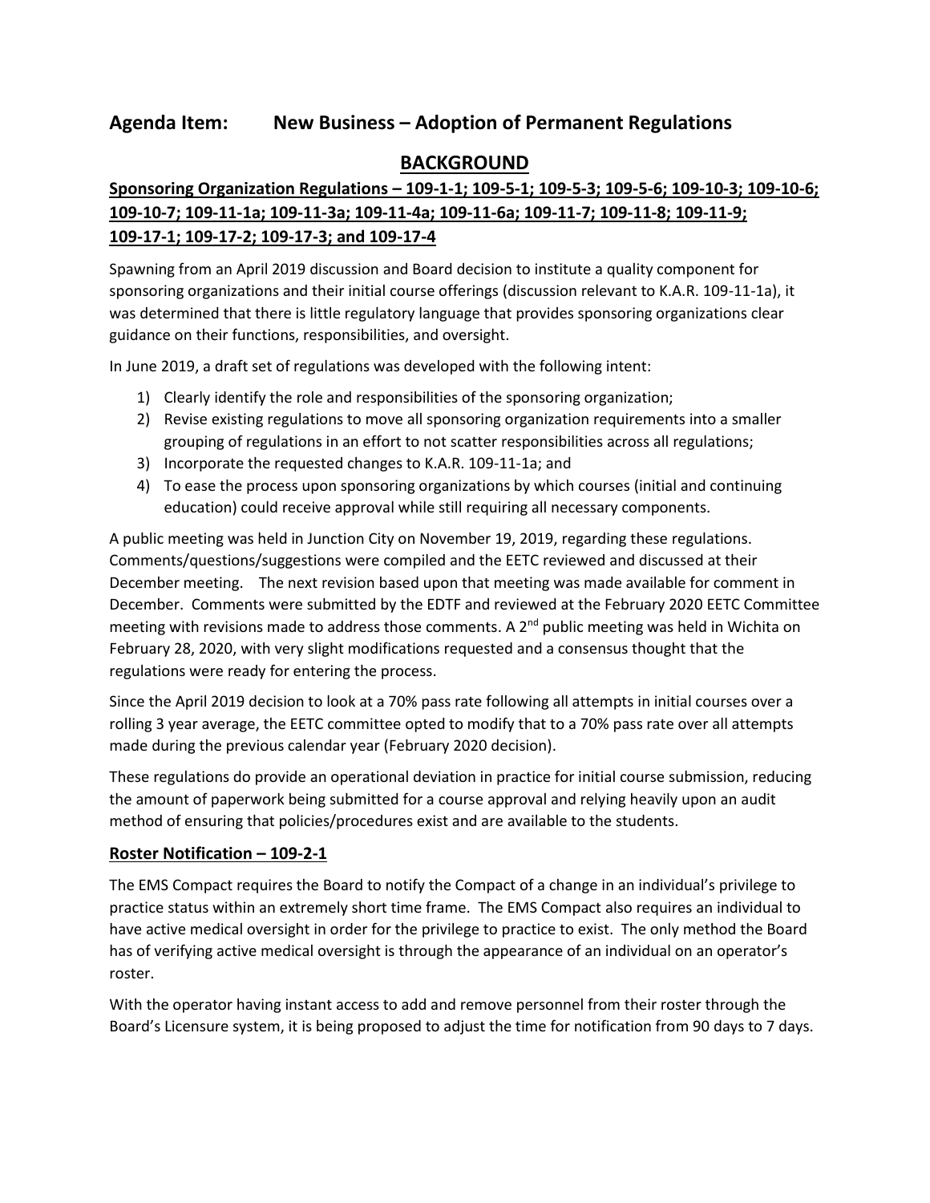## Agenda Item: New Business – Adoption of Permanent Regulations

## BACKGROUND

### Sponsoring Organization Regulations – 109-1-1; 109-5-1; 109-5-3; 109-5-6; 109-10-3; 109-10-6; 109-10-7; 109-11-1a; 109-11-3a; 109-11-4a; 109-11-6a; 109-11-7; 109-11-8; 109-11-9; 109-17-1; 109-17-2; 109-17-3; and 109-17-4

Spawning from an April 2019 discussion and Board decision to institute a quality component for sponsoring organizations and their initial course offerings (discussion relevant to K.A.R. 109-11-1a), it was determined that there is little regulatory language that provides sponsoring organizations clear guidance on their functions, responsibilities, and oversight.

In June 2019, a draft set of regulations was developed with the following intent:

1) Clearly identify the role and responsibilities of the sponsoring organization;
2) Revise existing regulations to move all sponsoring organization requirements into a smaller grouping of regulations in an effort to not scatter responsibilities across all regulations;
3) Incorporate the requested changes to K.A.R. 109-11-1a; and
4) To ease the process upon sponsoring organizations by which courses (initial and continuing education) could receive approval while still requiring all necessary components.

A public meeting was held in Junction City on November 19, 2019, regarding these regulations. Comments/questions/suggestions were compiled and the EETC reviewed and discussed at their December meeting. The next revision based upon that meeting was made available for comment in December. Comments were submitted by the EDTF and reviewed at the February 2020 EETC Committee meeting with revisions made to address those comments. A 2nd public meeting was held in Wichita on February 28, 2020, with very slight modifications requested and a consensus thought that the regulations were ready for entering the process.

Since the April 2019 decision to look at a 70% pass rate following all attempts in initial courses over a rolling 3 year average, the EETC committee opted to modify that to a 70% pass rate over all attempts made during the previous calendar year (February 2020 decision).

These regulations do provide an operational deviation in practice for initial course submission, reducing the amount of paperwork being submitted for a course approval and relying heavily upon an audit method of ensuring that policies/procedures exist and are available to the students.

### Roster Notification – 109-2-1

The EMS Compact requires the Board to notify the Compact of a change in an individual's privilege to practice status within an extremely short time frame. The EMS Compact also requires an individual to have active medical oversight in order for the privilege to practice to exist. The only method the Board has of verifying active medical oversight is through the appearance of an individual on an operator's roster.

With the operator having instant access to add and remove personnel from their roster through the Board's Licensure system, it is being proposed to adjust the time for notification from 90 days to 7 days.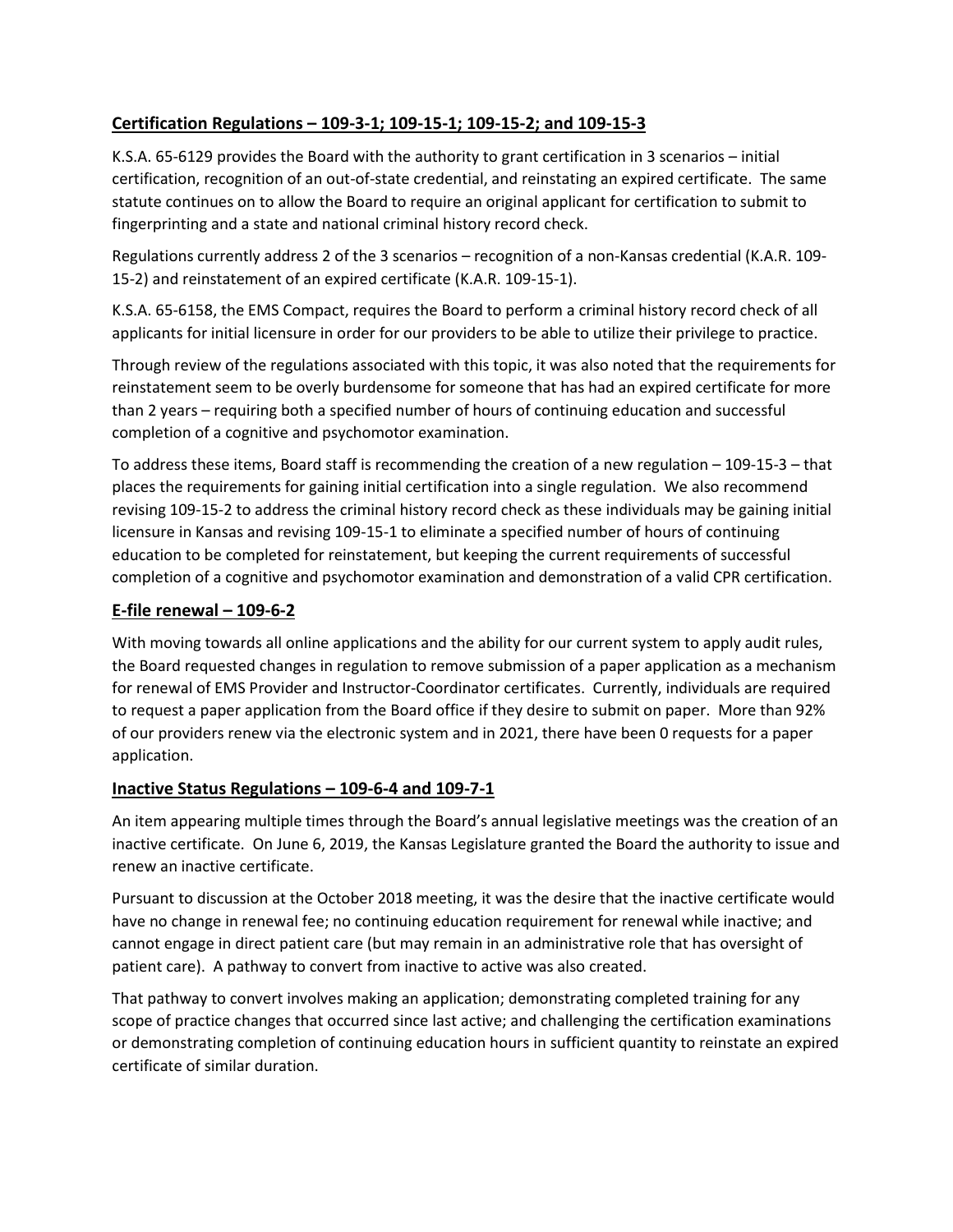## Certification Regulations – 109-3-1; 109-15-1; 109-15-2; and 109-15-3

K.S.A. 65-6129 provides the Board with the authority to grant certification in 3 scenarios – initial certification, recognition of an out-of-state credential, and reinstating an expired certificate. The same statute continues on to allow the Board to require an original applicant for certification to submit to fingerprinting and a state and national criminal history record check.

Regulations currently address 2 of the 3 scenarios – recognition of a non-Kansas credential (K.A.R. 109-15-2) and reinstatement of an expired certificate (K.A.R. 109-15-1).

K.S.A. 65-6158, the EMS Compact, requires the Board to perform a criminal history record check of all applicants for initial licensure in order for our providers to be able to utilize their privilege to practice.

Through review of the regulations associated with this topic, it was also noted that the requirements for reinstatement seem to be overly burdensome for someone that has had an expired certificate for more than 2 years – requiring both a specified number of hours of continuing education and successful completion of a cognitive and psychomotor examination.

To address these items, Board staff is recommending the creation of a new regulation – 109-15-3 – that places the requirements for gaining initial certification into a single regulation. We also recommend revising 109-15-2 to address the criminal history record check as these individuals may be gaining initial licensure in Kansas and revising 109-15-1 to eliminate a specified number of hours of continuing education to be completed for reinstatement, but keeping the current requirements of successful completion of a cognitive and psychomotor examination and demonstration of a valid CPR certification.

## E-file renewal – 109-6-2

With moving towards all online applications and the ability for our current system to apply audit rules, the Board requested changes in regulation to remove submission of a paper application as a mechanism for renewal of EMS Provider and Instructor-Coordinator certificates. Currently, individuals are required to request a paper application from the Board office if they desire to submit on paper. More than 92% of our providers renew via the electronic system and in 2021, there have been 0 requests for a paper application.

## Inactive Status Regulations – 109-6-4 and 109-7-1

An item appearing multiple times through the Board's annual legislative meetings was the creation of an inactive certificate. On June 6, 2019, the Kansas Legislature granted the Board the authority to issue and renew an inactive certificate.

Pursuant to discussion at the October 2018 meeting, it was the desire that the inactive certificate would have no change in renewal fee; no continuing education requirement for renewal while inactive; and cannot engage in direct patient care (but may remain in an administrative role that has oversight of patient care). A pathway to convert from inactive to active was also created.

That pathway to convert involves making an application; demonstrating completed training for any scope of practice changes that occurred since last active; and challenging the certification examinations or demonstrating completion of continuing education hours in sufficient quantity to reinstate an expired certificate of similar duration.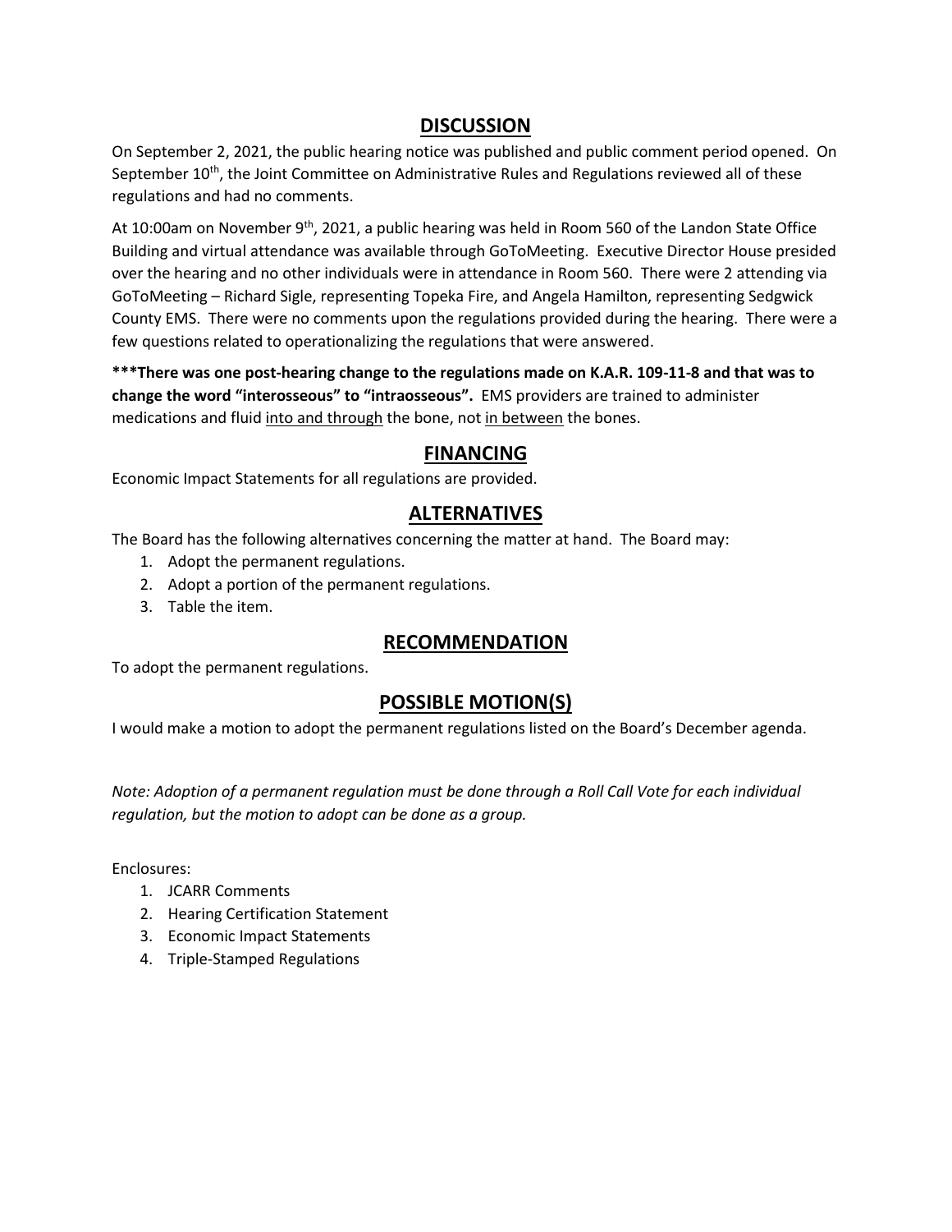## DISCUSSION

On September 2, 2021, the public hearing notice was published and public comment period opened. On September 10th, the Joint Committee on Administrative Rules and Regulations reviewed all of these regulations and had no comments.

At 10:00am on November 9th, 2021, a public hearing was held in Room 560 of the Landon State Office Building and virtual attendance was available through GoToMeeting. Executive Director House presided over the hearing and no other individuals were in attendance in Room 560. There were 2 attending via GoToMeeting – Richard Sigle, representing Topeka Fire, and Angela Hamilton, representing Sedgwick County EMS. There were no comments upon the regulations provided during the hearing. There were a few questions related to operationalizing the regulations that were answered.

**\*\*\*There was one post-hearing change to the regulations made on K.A.R. 109-11-8 and that was to change the word "interosseous" to "intraosseous".** EMS providers are trained to administer medications and fluid <u>into and through</u> the bone, not <u>in between</u> the bones.

## FINANCING

Economic Impact Statements for all regulations are provided.

## ALTERNATIVES

The Board has the following alternatives concerning the matter at hand. The Board may:

1. Adopt the permanent regulations.
2. Adopt a portion of the permanent regulations.
3. Table the item.

## RECOMMENDATION

To adopt the permanent regulations.

## POSSIBLE MOTION(S)

I would make a motion to adopt the permanent regulations listed on the Board's December agenda.

*Note: Adoption of a permanent regulation must be done through a Roll Call Vote for each individual regulation, but the motion to adopt can be done as a group.*

Enclosures:

1. JCARR Comments
2. Hearing Certification Statement
3. Economic Impact Statements
4. Triple-Stamped Regulations